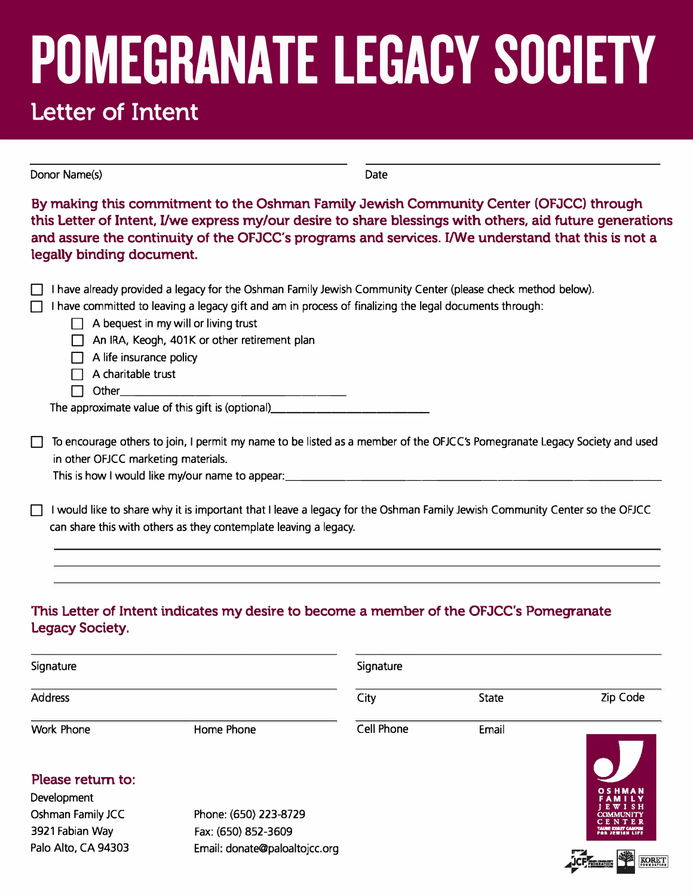# POMEGRANATE LEGACY SOCIETY

## Letter of Intent

Donor Name(s) ______________________ Date ______________________

**By making this commitment to the Oshman Family Jewish Community Center (OFJCC) through this Letter of Intent, I/we express my/our desire to share blessings with others, aid future generations and assure the continuity of the OFJCC's programs and services. I/We understand that this is not a legally binding document.**

☐ I have already provided a legacy for the Oshman Family Jewish Community Center (please check method below).

☐ I have committed to leaving a legacy gift and am in process of finalizing the legal documents through:

- ☐ A bequest in my will or living trust
- ☐ An IRA, Keogh, 401K or other retirement plan
- ☐ A life insurance policy
- ☐ A charitable trust
- ☐ Other______________________

The approximate value of this gift is (optional)______________________

☐ To encourage others to join, I permit my name to be listed as a member of the OFJCC's Pomegranate Legacy Society and used in other OFJCC marketing materials.
This is how I would like my/our name to appear:______________________

☐ I would like to share why it is important that I leave a legacy for the Oshman Family Jewish Community Center so the OFJCC can share this with others as they contemplate leaving a legacy.

______________________

______________________

______________________

**This Letter of Intent indicates my desire to become a member of the OFJCC's Pomegranate Legacy Society.**

Signature ______________________ Signature ______________________

Address ______________________ City ______________________ State ______________________ Zip Code ______________________

Work Phone ______________________ Home Phone ______________________ Cell Phone ______________________ Email ______________________

**Please return to:**

Development
Oshman Family JCC
3921 Fabian Way
Palo Alto, CA 94303

Phone: (650) 223-8729
Fax: (650) 852-3609
Email: donate@paloaltojcc.org

OSHMAN FAMILY JEWISH COMMUNITY CENTER
TAUBE KORET CAMPUS FOR JEWISH LIFE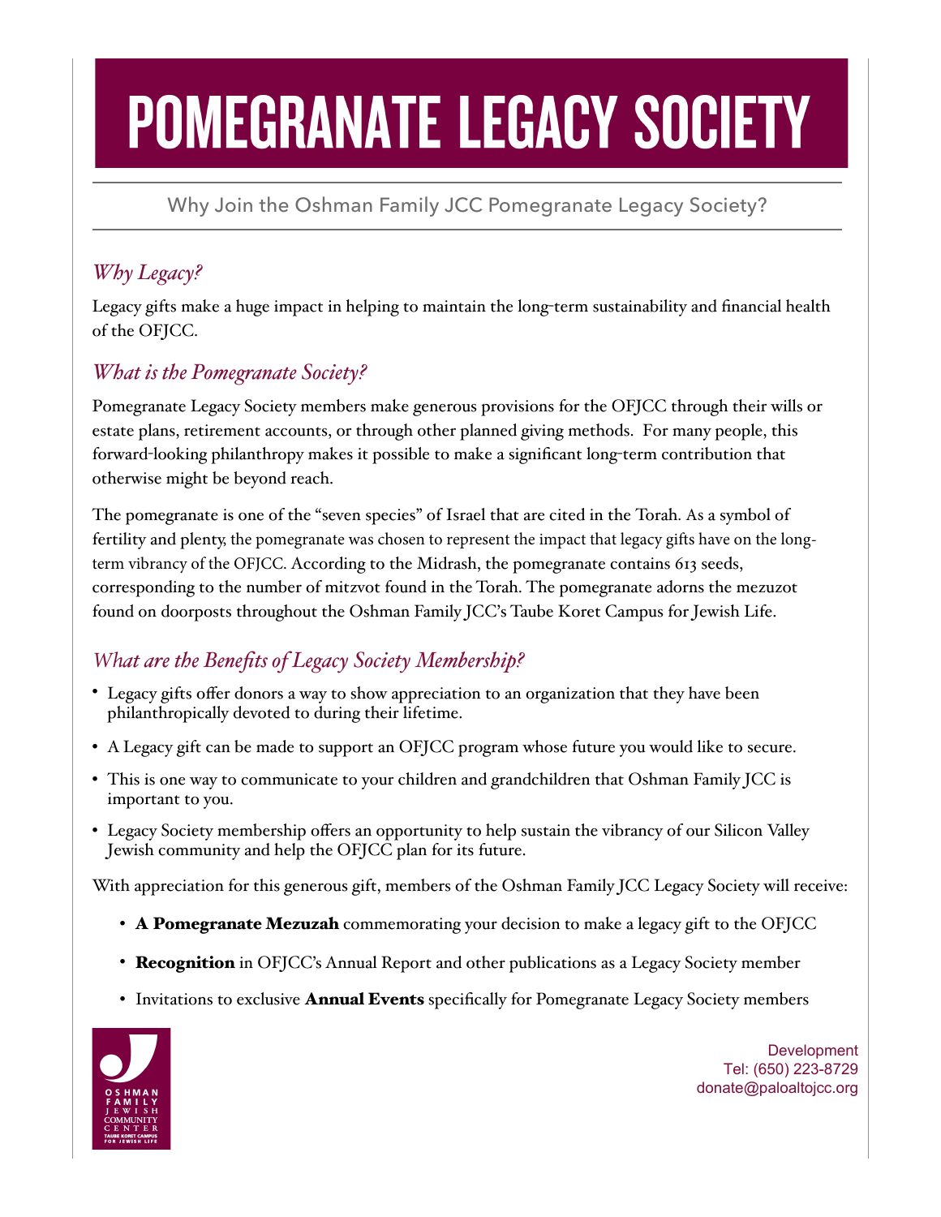# POMEGRANATE LEGACY SOCIETY

Why Join the Oshman Family JCC Pomegranate Legacy Society?

## *Why Legacy?*

Legacy gifts make a huge impact in helping to maintain the long-term sustainability and financial health of the OFJCC.

## *What is the Pomegranate Society?*

Pomegranate Legacy Society members make generous provisions for the OFJCC through their wills or estate plans, retirement accounts, or through other planned giving methods. For many people, this forward-looking philanthropy makes it possible to make a significant long-term contribution that otherwise might be beyond reach.

The pomegranate is one of the "seven species" of Israel that are cited in the Torah. As a symbol of fertility and plenty, the pomegranate was chosen to represent the impact that legacy gifts have on the long-term vibrancy of the OFJCC. According to the Midrash, the pomegranate contains 613 seeds, corresponding to the number of mitzvot found in the Torah. The pomegranate adorns the mezuzot found on doorposts throughout the Oshman Family JCC's Taube Koret Campus for Jewish Life.

## *What are the Benefits of Legacy Society Membership?*

- Legacy gifts offer donors a way to show appreciation to an organization that they have been philanthropically devoted to during their lifetime.
- A Legacy gift can be made to support an OFJCC program whose future you would like to secure.
- This is one way to communicate to your children and grandchildren that Oshman Family JCC is important to you.
- Legacy Society membership offers an opportunity to help sustain the vibrancy of our Silicon Valley Jewish community and help the OFJCC plan for its future.

With appreciation for this generous gift, members of the Oshman Family JCC Legacy Society will receive:

- **A Pomegranate Mezuzah** commemorating your decision to make a legacy gift to the OFJCC
- **Recognition** in OFJCC's Annual Report and other publications as a Legacy Society member
- Invitations to exclusive **Annual Events** specifically for Pomegranate Legacy Society members

OSHMAN FAMILY JEWISH COMMUNITY CENTER
TAUBE KORET CAMPUS FOR JEWISH LIFE

Development
Tel: (650) 223-8729
donate@paloaltojcc.org